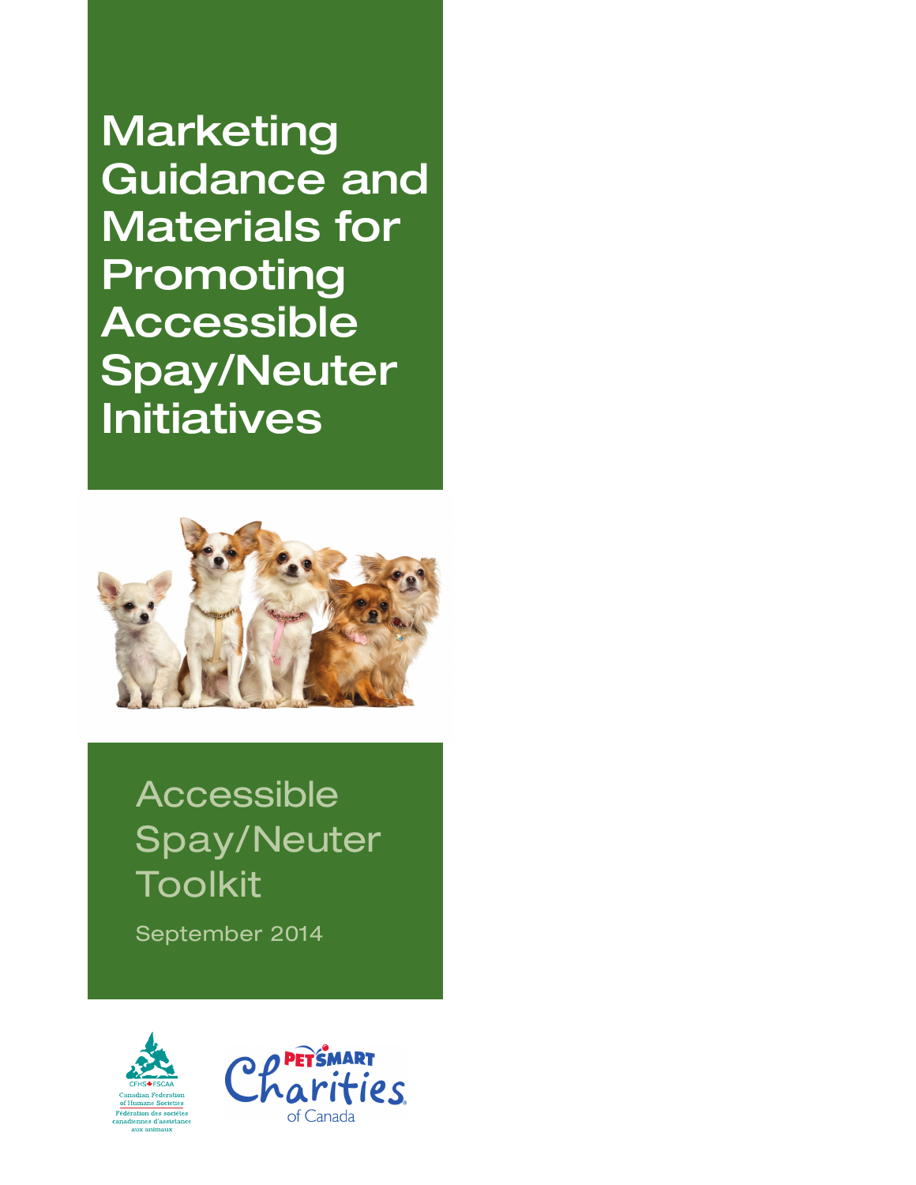# Marketing Guidance and Materials for Promoting Accessible Spay/Neuter Initiatives

## Accessible Spay/Neuter Toolkit

September 2014

CFHS FSCAA
Canadian Federation of Humane Societies
Fédération des sociétés canadiennes d'assistance aux animaux

PetSmart Charities of Canada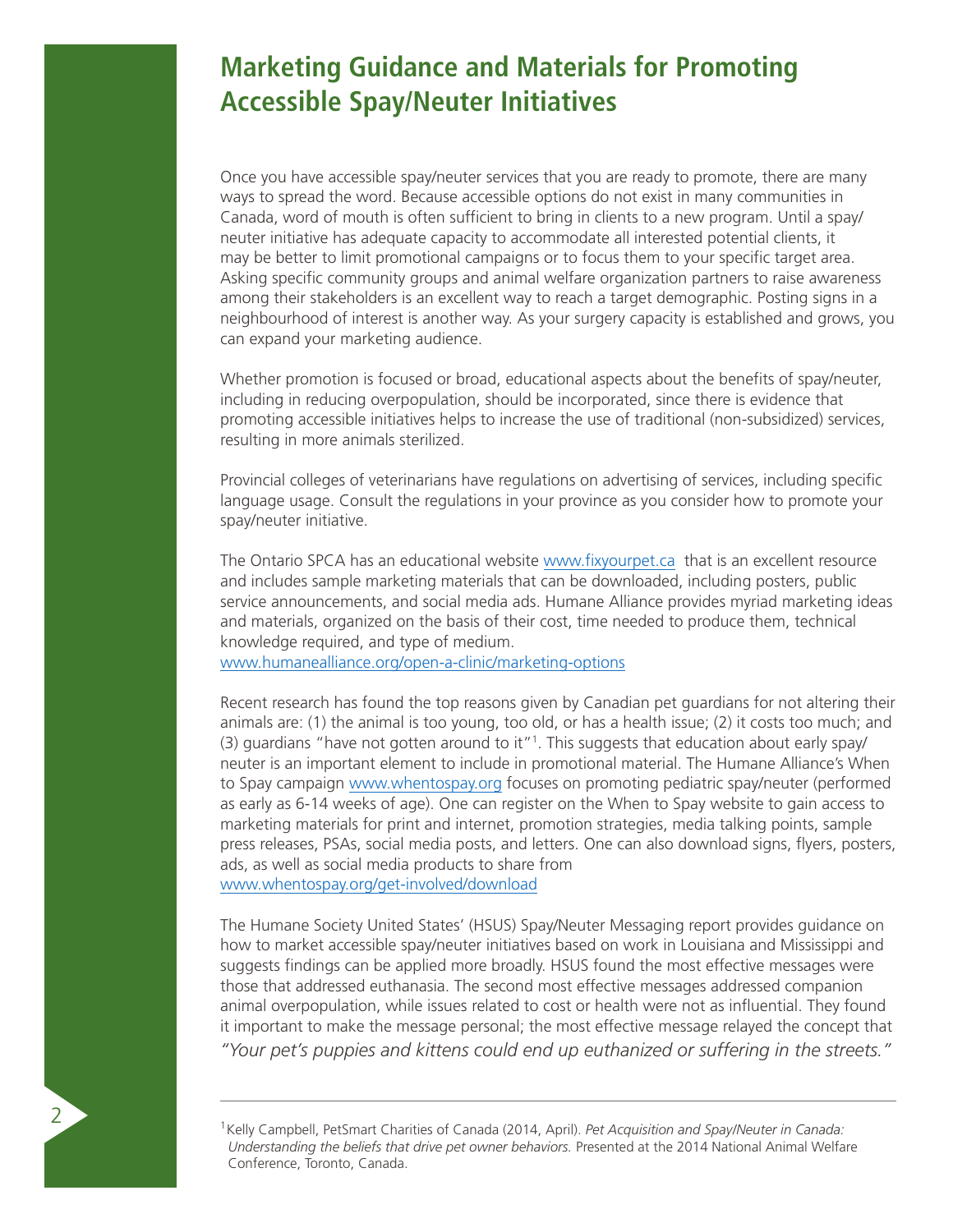# Marketing Guidance and Materials for Promoting Accessible Spay/Neuter Initiatives

Once you have accessible spay/neuter services that you are ready to promote, there are many ways to spread the word. Because accessible options do not exist in many communities in Canada, word of mouth is often sufficient to bring in clients to a new program. Until a spay/neuter initiative has adequate capacity to accommodate all interested potential clients, it may be better to limit promotional campaigns or to focus them to your specific target area. Asking specific community groups and animal welfare organization partners to raise awareness among their stakeholders is an excellent way to reach a target demographic. Posting signs in a neighbourhood of interest is another way. As your surgery capacity is established and grows, you can expand your marketing audience.

Whether promotion is focused or broad, educational aspects about the benefits of spay/neuter, including in reducing overpopulation, should be incorporated, since there is evidence that promoting accessible initiatives helps to increase the use of traditional (non-subsidized) services, resulting in more animals sterilized.

Provincial colleges of veterinarians have regulations on advertising of services, including specific language usage. Consult the regulations in your province as you consider how to promote your spay/neuter initiative.

The Ontario SPCA has an educational website www.fixyourpet.ca that is an excellent resource and includes sample marketing materials that can be downloaded, including posters, public service announcements, and social media ads. Humane Alliance provides myriad marketing ideas and materials, organized on the basis of their cost, time needed to produce them, technical knowledge required, and type of medium.
www.humanealliance.org/open-a-clinic/marketing-options

Recent research has found the top reasons given by Canadian pet guardians for not altering their animals are: (1) the animal is too young, too old, or has a health issue; (2) it costs too much; and (3) guardians "have not gotten around to it"[1]. This suggests that education about early spay/neuter is an important element to include in promotional material. The Humane Alliance's When to Spay campaign www.whentospay.org focuses on promoting pediatric spay/neuter (performed as early as 6-14 weeks of age). One can register on the When to Spay website to gain access to marketing materials for print and internet, promotion strategies, media talking points, sample press releases, PSAs, social media posts, and letters. One can also download signs, flyers, posters, ads, as well as social media products to share from
www.whentospay.org/get-involved/download

The Humane Society United States' (HSUS) Spay/Neuter Messaging report provides guidance on how to market accessible spay/neuter initiatives based on work in Louisiana and Mississippi and suggests findings can be applied more broadly. HSUS found the most effective messages were those that addressed euthanasia. The second most effective messages addressed companion animal overpopulation, while issues related to cost or health were not as influential. They found it important to make the message personal; the most effective message relayed the concept that *"Your pet's puppies and kittens could end up euthanized or suffering in the streets."*

---

[1] Kelly Campbell, PetSmart Charities of Canada (2014, April). *Pet Acquisition and Spay/Neuter in Canada: Understanding the beliefs that drive pet owner behaviors.* Presented at the 2014 National Animal Welfare Conference, Toronto, Canada.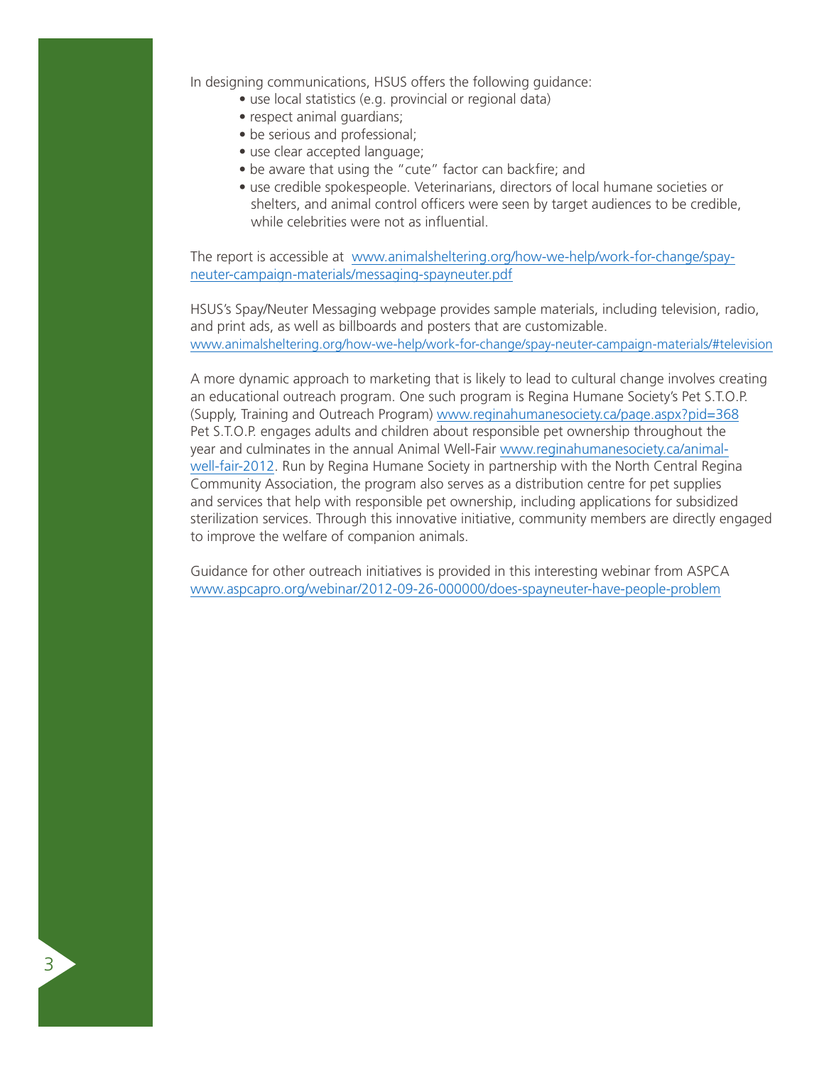In designing communications, HSUS offers the following guidance:

- use local statistics (e.g. provincial or regional data)
- respect animal guardians;
- be serious and professional;
- use clear accepted language;
- be aware that using the "cute" factor can backfire; and
- use credible spokespeople. Veterinarians, directors of local humane societies or shelters, and animal control officers were seen by target audiences to be credible, while celebrities were not as influential.

The report is accessible at [www.animalsheltering.org/how-we-help/work-for-change/spay-neuter-campaign-materials/messaging-spayneuter.pdf](www.animalsheltering.org/how-we-help/work-for-change/spay-neuter-campaign-materials/messaging-spayneuter.pdf)

HSUS's Spay/Neuter Messaging webpage provides sample materials, including television, radio, and print ads, as well as billboards and posters that are customizable.
[www.animalsheltering.org/how-we-help/work-for-change/spay-neuter-campaign-materials/#television](www.animalsheltering.org/how-we-help/work-for-change/spay-neuter-campaign-materials/#television)

A more dynamic approach to marketing that is likely to lead to cultural change involves creating an educational outreach program. One such program is Regina Humane Society's Pet S.T.O.P. (Supply, Training and Outreach Program) [www.reginahumanesociety.ca/page.aspx?pid=368](www.reginahumanesociety.ca/page.aspx?pid=368) Pet S.T.O.P. engages adults and children about responsible pet ownership throughout the year and culminates in the annual Animal Well-Fair [www.reginahumanesociety.ca/animal-well-fair-2012](www.reginahumanesociety.ca/animal-well-fair-2012). Run by Regina Humane Society in partnership with the North Central Regina Community Association, the program also serves as a distribution centre for pet supplies and services that help with responsible pet ownership, including applications for subsidized sterilization services. Through this innovative initiative, community members are directly engaged to improve the welfare of companion animals.

Guidance for other outreach initiatives is provided in this interesting webinar from ASPCA
[www.aspcapro.org/webinar/2012-09-26-000000/does-spayneuter-have-people-problem](www.aspcapro.org/webinar/2012-09-26-000000/does-spayneuter-have-people-problem)